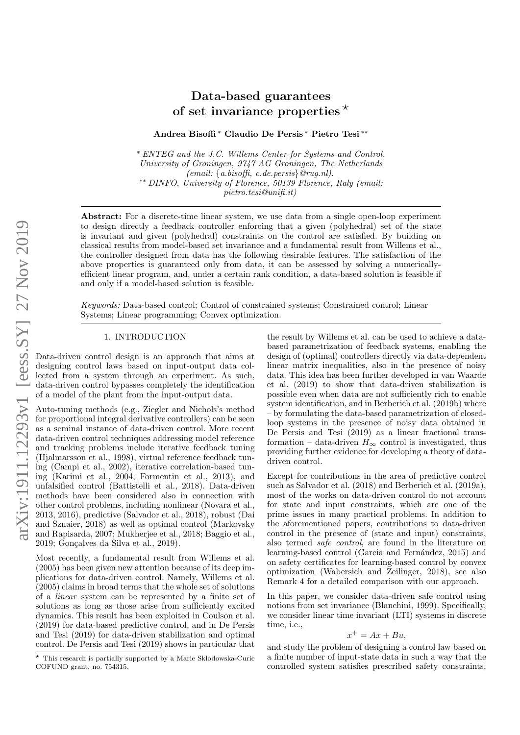# Data-based guarantees of set invariance properties [⋆]

**Andrea Bisoffi** [*] **Claudio De Persis** [*] **Pietro Tesi** [**]

[*] *ENTEG and the J.C. Willems Center for Systems and Control, University of Groningen, 9747 AG Groningen, The Netherlands (email: {a.bisoffi, c.de.persis}@rug.nl).*
[**] *DINFO, University of Florence, 50139 Florence, Italy (email: pietro.tesi@unifi.it)*

**Abstract:** For a discrete-time linear system, we use data from a single open-loop experiment to design directly a feedback controller enforcing that a given (polyhedral) set of the state is invariant and given (polyhedral) constraints on the control are satisfied. By building on classical results from model-based set invariance and a fundamental result from Willems et al., the controller designed from data has the following desirable features. The satisfaction of the above properties is guaranteed only from data, it can be assessed by solving a numerically-efficient linear program, and, under a certain rank condition, a data-based solution is feasible if and only if a model-based solution is feasible.

*Keywords:* Data-based control; Control of constrained systems; Constrained control; Linear Systems; Linear programming; Convex optimization.

## 1. INTRODUCTION

Data-driven control design is an approach that aims at designing control laws based on input-output data collected from a system through an experiment. As such, data-driven control bypasses completely the identification of a model of the plant from the input-output data.

Auto-tuning methods (e.g., Ziegler and Nichols's method for proportional integral derivative controllers) can be seen as a seminal instance of data-driven control. More recent data-driven control techniques addressing model reference and tracking problems include iterative feedback tuning (Hjalmarsson et al., 1998), virtual reference feedback tuning (Campi et al., 2002), iterative correlation-based tuning (Karimi et al., 2004; Formentin et al., 2013), and unfalsified control (Battistelli et al., 2018). Data-driven methods have been considered also in connection with other control problems, including nonlinear (Novara et al., 2013, 2016), predictive (Salvador et al., 2018), robust (Dai and Sznaier, 2018) as well as optimal control (Markovsky and Rapisarda, 2007; Mukherjee et al., 2018; Baggio et al., 2019; Gonçalves da Silva et al., 2019).

Most recently, a fundamental result from Willems et al. (2005) has been given new attention because of its deep implications for data-driven control. Namely, Willems et al. (2005) claims in broad terms that the whole set of solutions of a *linear* system can be represented by a finite set of solutions as long as those arise from sufficiently excited dynamics. This result has been exploited in Coulson et al. (2019) for data-based predictive control, and in De Persis and Tesi (2019) for data-driven stabilization and optimal control. De Persis and Tesi (2019) shows in particular that the result by Willems et al. can be used to achieve a data-based parametrization of feedback systems, enabling the design of (optimal) controllers directly via data-dependent linear matrix inequalities, also in the presence of noisy data. This idea has been further developed in van Waarde et al. (2019) to show that data-driven stabilization is possible even when data are not sufficiently rich to enable system identification, and in Berberich et al. (2019b) where – by formulating the data-based parametrization of closed-loop systems in the presence of noisy data obtained in De Persis and Tesi (2019) as a linear fractional transformation – data-driven $H_\infty$ control is investigated, thus providing further evidence for developing a theory of data-driven control.

Except for contributions in the area of predictive control such as Salvador et al. (2018) and Berberich et al. (2019a), most of the works on data-driven control do not account for state and input constraints, which are one of the prime issues in many practical problems. In addition to the aforementioned papers, contributions to data-driven control in the presence of (state and input) constraints, also termed *safe control*, are found in the literature on learning-based control (Garcia and Fernández, 2015) and on safety certificates for learning-based control by convex optimization (Wabersich and Zeilinger, 2018), see also Remark 4 for a detailed comparison with our approach.

In this paper, we consider data-driven safe control using notions from set invariance (Blanchini, 1999). Specifically, we consider linear time invariant (LTI) systems in discrete time, i.e.,

$$x^+ = Ax + Bu,$$

and study the problem of designing a control law based on a finite number of input-state data in such a way that the controlled system satisfies prescribed safety constraints,

[⋆] This research is partially supported by a Marie Skłodowska-Curie COFUND grant, no. 754315.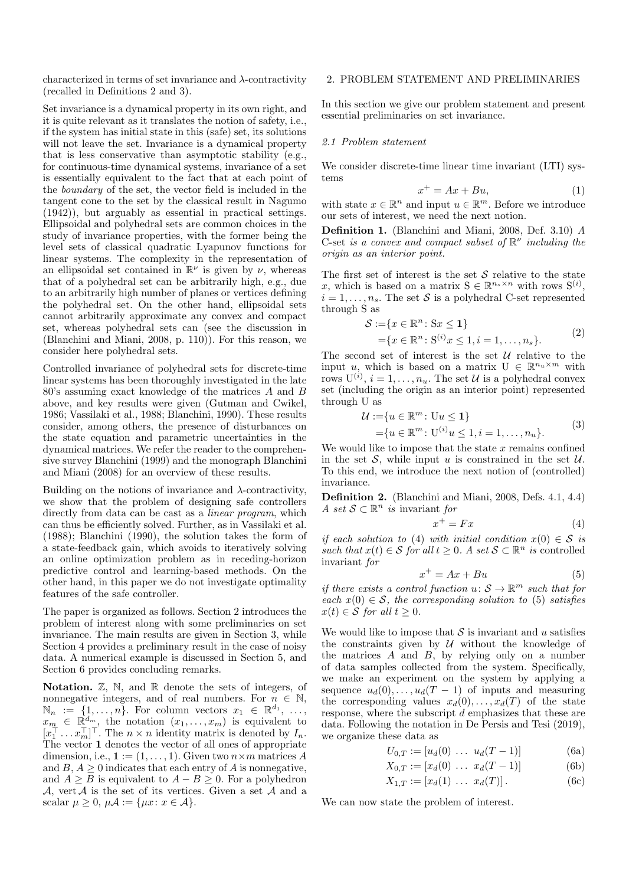characterized in terms of set invariance and $\lambda$-contractivity (recalled in Definitions 2 and 3).

Set invariance is a dynamical property in its own right, and it is quite relevant as it translates the notion of safety, i.e., if the system has initial state in this (safe) set, its solutions will not leave the set. Invariance is a dynamical property that is less conservative than asymptotic stability (e.g., for continuous-time dynamical systems, invariance of a set is essentially equivalent to the fact that at each point of the *boundary* of the set, the vector field is included in the tangent cone to the set by the classical result in Nagumo (1942)), but arguably as essential in practical settings. Ellipsoidal and polyhedral sets are common choices in the study of invariance properties, with the former being the level sets of classical quadratic Lyapunov functions for linear systems. The complexity in the representation of an ellipsoidal set contained in $\mathbb{R}^\nu$ is given by $\nu$, whereas that of a polyhedral set can be arbitrarily high, e.g., due to an arbitrarily high number of planes or vertices defining the polyhedral set. On the other hand, ellipsoidal sets cannot arbitrarily approximate any convex and compact set, whereas polyhedral sets can (see the discussion in (Blanchini and Miani, 2008, p. 110)). For this reason, we consider here polyhedral sets.

Controlled invariance of polyhedral sets for discrete-time linear systems has been thoroughly investigated in the late 80's assuming exact knowledge of the matrices $A$ and $B$ above, and key results were given (Gutman and Cwikel, 1986; Vassilaki et al., 1988; Blanchini, 1990). These results consider, among others, the presence of disturbances on the state equation and parametric uncertainties in the dynamical matrices. We refer the reader to the comprehensive survey Blanchini (1999) and the monograph Blanchini and Miani (2008) for an overview of these results.

Building on the notions of invariance and $\lambda$-contractivity, we show that the problem of designing safe controllers directly from data can be cast as a *linear program*, which can thus be efficiently solved. Further, as in Vassilaki et al. (1988); Blanchini (1990), the solution takes the form of a state-feedback gain, which avoids to iteratively solving an online optimization problem as in receding-horizon predictive control and learning-based methods. On the other hand, in this paper we do not investigate optimality features of the safe controller.

The paper is organized as follows. Section 2 introduces the problem of interest along with some preliminaries on set invariance. The main results are given in Section 3, while Section 4 provides a preliminary result in the case of noisy data. A numerical example is discussed in Section 5, and Section 6 provides concluding remarks.

**Notation.** $\mathbb{Z}$, $\mathbb{N}$, and $\mathbb{R}$ denote the sets of integers, of nonnegative integers, and of real numbers. For $n \in \mathbb{N}$, $\mathbb{N}_n := \{1, \dots, n\}$. For column vectors $x_1 \in \mathbb{R}^{d_1}, \dots, x_m \in \mathbb{R}^{d_m}$, the notation $(x_1, \dots, x_m)$ is equivalent to $[x_1^\top \dots x_m^\top]^\top$. The $n \times n$ identity matrix is denoted by $I_n$. The vector $\mathbf{1}$ denotes the vector of all ones of appropriate dimension, i.e., $\mathbf{1} := (1, \dots, 1)$. Given two $n\times m$ matrices $A$ and $B$, $A \geq 0$ indicates that each entry of $A$ is nonnegative, and $A \geq B$ is equivalent to $A - B \geq 0$. For a polyhedron $\mathcal{A}$, $\operatorname{vert} \mathcal{A}$ is the set of its vertices. Given a set $\mathcal{A}$ and a scalar $\mu \geq 0$, $\mu\mathcal{A} := \{\mu x : x \in \mathcal{A}\}$.

## 2. PROBLEM STATEMENT AND PRELIMINARIES

In this section we give our problem statement and present essential preliminaries on set invariance.

### 2.1 Problem statement

We consider discrete-time linear time invariant (LTI) systems

$$x^+ = Ax + Bu, \tag{1}$$

with state $x \in \mathbb{R}^n$ and input $u \in \mathbb{R}^m$. Before we introduce our sets of interest, we need the next notion.

**Definition 1.** (Blanchini and Miani, 2008, Def. 3.10) *A* C-set *is a convex and compact subset of $\mathbb{R}^\nu$ including the origin as an interior point.*

The first set of interest is the set $\mathcal{S}$ relative to the state $x$, which is based on a matrix $\mathrm{S} \in \mathbb{R}^{n_s \times n}$ with rows $\mathrm{S}^{(i)}$, $i = 1, \dots, n_s$. The set $\mathcal{S}$ is a polyhedral C-set represented through S as

$$\begin{aligned} \mathcal{S} :=& \{x \in \mathbb{R}^n : \mathrm{S}x \leq \mathbf{1}\} \\ =& \{x \in \mathbb{R}^n : \mathrm{S}^{(i)} x \leq 1, i = 1, \dots, n_s\}. \end{aligned} \tag{2}$$

The second set of interest is the set $\mathcal{U}$ relative to the input $u$, which is based on a matrix $\mathrm{U} \in \mathbb{R}^{n_u \times m}$ with rows $\mathrm{U}^{(i)}$, $i = 1, \dots, n_u$. The set $\mathcal{U}$ is a polyhedral convex set (including the origin as an interior point) represented through U as

$$\begin{aligned} \mathcal{U} :=& \{u \in \mathbb{R}^m : \mathrm{U}u \leq \mathbf{1}\} \\ =& \{u \in \mathbb{R}^m : \mathrm{U}^{(i)} u \leq 1, i = 1, \dots, n_u\}. \end{aligned} \tag{3}$$

We would like to impose that the state $x$ remains confined in the set $\mathcal{S}$, while input $u$ is constrained in the set $\mathcal{U}$. To this end, we introduce the next notion of (controlled) invariance.

**Definition 2.** (Blanchini and Miani, 2008, Defs. 4.1, 4.4) *A set $\mathcal{S} \subset \mathbb{R}^n$ is* invariant *for*

$$x^+ = Fx \tag{4}$$

*if each solution to (4) with initial condition $x(0) \in \mathcal{S}$ is such that $x(t) \in \mathcal{S}$ for all $t \geq 0$. A set $\mathcal{S} \subset \mathbb{R}^n$ is* controlled invariant *for*

$$x^+ = Ax + Bu \tag{5}$$

*if there exists a control function $u : \mathcal{S} \to \mathbb{R}^m$ such that for each $x(0) \in \mathcal{S}$, the corresponding solution to (5) satisfies $x(t) \in \mathcal{S}$ for all $t \geq 0$.*

We would like to impose that $\mathcal{S}$ is invariant and $u$ satisfies the constraints given by $\mathcal{U}$ without the knowledge of the matrices $A$ and $B$, by relying only on a number of data samples collected from the system. Specifically, we make an experiment on the system by applying a sequence $u_d(0), \dots, u_d(T-1)$ of inputs and measuring the corresponding values $x_d(0), \dots, x_d(T)$ of the state response, where the subscript $d$ emphasizes that these are data. Following the notation in De Persis and Tesi (2019), we organize these data as

$$U_{0,T} := [u_d(0) \ \dots \ u_d(T-1)] \tag{6a}$$

$$X_{0,T} := [x_d(0) \ \dots \ x_d(T-1)] \tag{6b}$$

$$X_{1,T} := [x_d(1) \ \dots \ x_d(T)]. \tag{6c}$$

We can now state the problem of interest.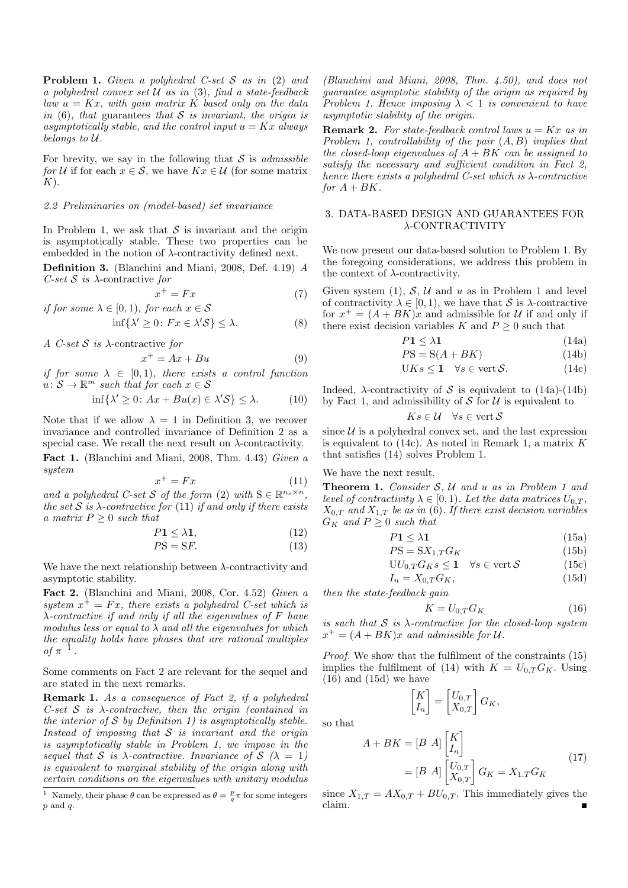**Problem 1.** *Given a polyhedral C-set $\mathcal{S}$ as in (2) and a polyhedral convex set $\mathcal{U}$ as in (3), find a state-feedback law $u = Kx$, with gain matrix $K$ based only on the data in (6), that* guarantees *that $\mathcal{S}$ is invariant, the origin is asymptotically stable, and the control input $u = Kx$ always belongs to $\mathcal{U}$.*

For brevity, we say in the following that $\mathcal{S}$ is *admissible for* $\mathcal{U}$ if for each $x \in \mathcal{S}$, we have $Kx \in \mathcal{U}$ (for some matrix $K$).

### 2.2 Preliminaries on (model-based) set invariance

In Problem 1, we ask that $\mathcal{S}$ is invariant and the origin is asymptotically stable. These two properties can be embedded in the notion of $\lambda$-contractivity defined next.

**Definition 3.** (Blanchini and Miani, 2008, Def. 4.19) *A C-set $\mathcal{S}$ is* $\lambda$-contractive *for*

$$x^+ = Fx \tag{7}$$

*if for some $\lambda \in [0, 1)$, for each $x \in \mathcal{S}$*

$$\inf\{\lambda' \geq 0 \colon Fx \in \lambda' \mathcal{S}\} \leq \lambda. \tag{8}$$

*A C-set $\mathcal{S}$ is* $\lambda$-contractive *for*

$$x^+ = Ax + Bu \tag{9}$$

*if for some $\lambda \in [0, 1)$, there exists a control function $u \colon \mathcal{S} \to \mathbb{R}^m$ such that for each $x \in \mathcal{S}$*

$$\inf\{\lambda' \geq 0 \colon Ax + Bu(x) \in \lambda' \mathcal{S}\} \leq \lambda. \tag{10}$$

Note that if we allow $\lambda = 1$ in Definition 3, we recover invariance and controlled invariance of Definition 2 as a special case. We recall the next result on $\lambda$-contractivity.

**Fact 1.** (Blanchini and Miani, 2008, Thm. 4.43) *Given a system*

$$x^+ = Fx \tag{11}$$

*and a polyhedral C-set $\mathcal{S}$ of the form (2) with $\mathrm{S} \in \mathbb{R}^{n_s \times n}$, the set $\mathcal{S}$ is $\lambda$-contractive for (11) if and only if there exists a matrix $P \geq 0$ such that*

$$P\mathbf{1} \leq \lambda \mathbf{1}, \tag{12}$$

$$P\mathrm{S} = \mathrm{S}F. \tag{13}$$

We have the next relationship between $\lambda$-contractivity and asymptotic stability.

**Fact 2.** (Blanchini and Miani, 2008, Cor. 4.52) *Given a system $x^+ = Fx$, there exists a polyhedral C-set which is $\lambda$-contractive if and only if all the eigenvalues of $F$ have modulus less or equal to $\lambda$ and all the eigenvalues for which the equality holds have phases that are rational multiples of $\pi$* [1].

Some comments on Fact 2 are relevant for the sequel and are stated in the next remarks.

**Remark 1.** *As a consequence of Fact 2, if a polyhedral C-set $\mathcal{S}$ is $\lambda$-contractive, then the origin (contained in the interior of $\mathcal{S}$ by Definition 1) is asymptotically stable. Instead of imposing that $\mathcal{S}$ is invariant and the origin is asymptotically stable in Problem 1, we impose in the sequel that $\mathcal{S}$ is $\lambda$-contractive. Invariance of $\mathcal{S}$ ($\lambda = 1$) is equivalent to marginal stability of the origin along with certain conditions on the eigenvalues with unitary modulus (Blanchini and Miani, 2008, Thm. 4.50), and does not guarantee asymptotic stability of the origin as required by Problem 1. Hence imposing $\lambda < 1$ is convenient to have asymptotic stability of the origin.*

[1] Namely, their phase $\theta$ can be expressed as $\theta = \frac{p}{q}\pi$ for some integers $p$ and $q$.

**Remark 2.** *For state-feedback control laws $u = Kx$ as in Problem 1, controllability of the pair $(A, B)$ implies that the closed-loop eigenvalues of $A + BK$ can be assigned to satisfy the necessary and sufficient condition in Fact 2, hence there exists a polyhedral C-set which is $\lambda$-contractive for $A + BK$.*

## 3. DATA-BASED DESIGN AND GUARANTEES FOR $\lambda$-CONTRACTIVITY

We now present our data-based solution to Problem 1. By the foregoing considerations, we address this problem in the context of $\lambda$-contractivity.

Given system (1), $\mathcal{S}$, $\mathcal{U}$ and $u$ as in Problem 1 and level of contractivity $\lambda \in [0, 1)$, we have that $\mathcal{S}$ is $\lambda$-contractive for $x^+ = (A + BK)x$ and admissible for $\mathcal{U}$ if and only if there exist decision variables $K$ and $P \geq 0$ such that

$$P\mathbf{1} \leq \lambda \mathbf{1} \tag{14a}$$

$$P\mathrm{S} = \mathrm{S}(A + BK) \tag{14b}$$

$$\mathrm{U}Ks \leq \mathbf{1} \quad \forall s \in \operatorname{vert} \mathcal{S}. \tag{14c}$$

Indeed, $\lambda$-contractivity of $\mathcal{S}$ is equivalent to (14a)-(14b) by Fact 1, and admissibility of $\mathcal{S}$ for $\mathcal{U}$ is equivalent to

$$Ks \in \mathcal{U} \quad \forall s \in \operatorname{vert} \mathcal{S}$$

since $\mathcal{U}$ is a polyhedral convex set, and the last expression is equivalent to (14c). As noted in Remark 1, a matrix $K$ that satisfies (14) solves Problem 1.

We have the next result.

**Theorem 1.** *Consider $\mathcal{S}$, $\mathcal{U}$ and $u$ as in Problem 1 and level of contractivity $\lambda \in [0, 1)$. Let the data matrices $U_{0,T}$, $X_{0,T}$ and $X_{1,T}$ be as in (6). If there exist decision variables $G_K$ and $P \geq 0$ such that*

$$P\mathbf{1} \leq \lambda \mathbf{1} \tag{15a}$$

$$P\mathrm{S} = \mathrm{S}X_{1,T}G_K \tag{15b}$$

$$\mathrm{U}U_{0,T}G_K s \leq \mathbf{1} \quad \forall s \in \operatorname{vert} \mathcal{S} \tag{15c}$$

$$I_n = X_{0,T}G_K, \tag{15d}$$

*then the state-feedback gain*

$$K = U_{0,T}G_K \tag{16}$$

*is such that $\mathcal{S}$ is $\lambda$-contractive for the closed-loop system $x^+ = (A + BK)x$ and admissible for $\mathcal{U}$.*

*Proof.* We show that the fulfilment of the constraints (15) implies the fulfilment of (14) with $K = U_{0,T}G_K$. Using (16) and (15d) we have

$$\begin{bmatrix} K \\ I_n \end{bmatrix} = \begin{bmatrix} U_{0,T} \\ X_{0,T} \end{bmatrix} G_K,$$

so that

$$\begin{aligned} A + BK &= [B \ \ A] \begin{bmatrix} K \\ I_n \end{bmatrix} \\ &= [B \ \ A] \begin{bmatrix} U_{0,T} \\ X_{0,T} \end{bmatrix} G_K = X_{1,T}G_K \end{aligned} \tag{17}$$

since $X_{1,T} = AX_{0,T} + BU_{0,T}$. This immediately gives the claim. ∎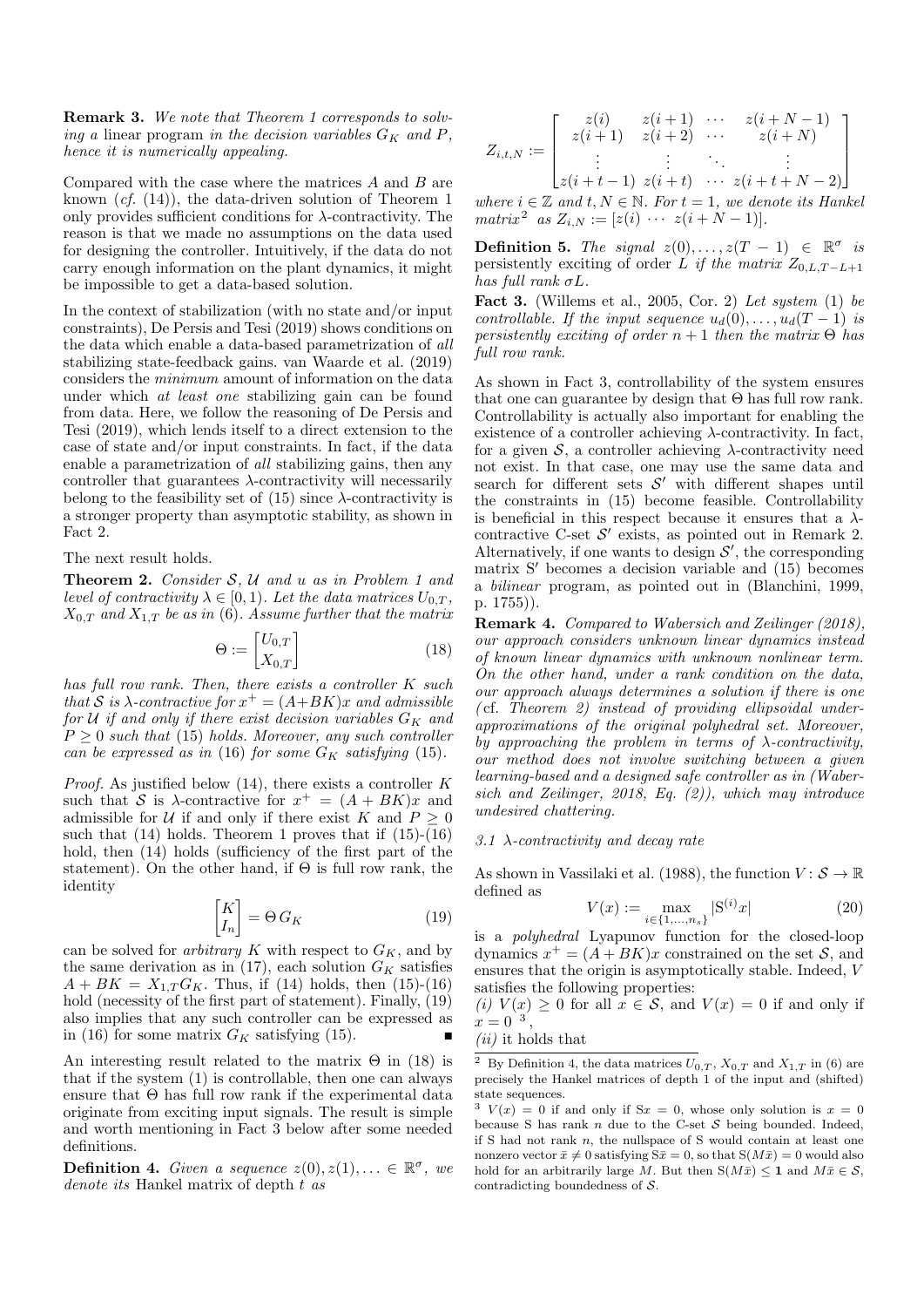**Remark 3.** *We note that Theorem 1 corresponds to solving a* linear program *in the decision variables $G_K$ and $P$, hence it is numerically appealing.*

Compared with the case where the matrices $A$ and $B$ are known (*cf.* (14)), the data-driven solution of Theorem 1 only provides sufficient conditions for $\lambda$-contractivity. The reason is that we made no assumptions on the data used for designing the controller. Intuitively, if the data do not carry enough information on the plant dynamics, it might be impossible to get a data-based solution.

In the context of stabilization (with no state and/or input constraints), De Persis and Tesi (2019) shows conditions on the data which enable a data-based parametrization of *all* stabilizing state-feedback gains. van Waarde et al. (2019) considers the *minimum* amount of information on the data under which *at least one* stabilizing gain can be found from data. Here, we follow the reasoning of De Persis and Tesi (2019), which lends itself to a direct extension to the case of state and/or input constraints. In fact, if the data enable a parametrization of *all* stabilizing gains, then any controller that guarantees $\lambda$-contractivity will necessarily belong to the feasibility set of (15) since $\lambda$-contractivity is a stronger property than asymptotic stability, as shown in Fact 2.

The next result holds.

**Theorem 2.** *Consider $\mathcal{S}$, $\mathcal{U}$ and $u$ as in Problem 1 and level of contractivity $\lambda \in [0, 1)$. Let the data matrices $U_{0,T}$, $X_{0,T}$ and $X_{1,T}$ be as in (6). Assume further that the matrix*

$$\Theta := \begin{bmatrix} U_{0,T} \\ X_{0,T} \end{bmatrix} \tag{18}$$

*has full row rank. Then, there exists a controller $K$ such that $\mathcal{S}$ is $\lambda$-contractive for $x^+ = (A+BK)x$ and admissible for $\mathcal{U}$ if and only if there exist decision variables $G_K$ and $P \geq 0$ such that (15) holds. Moreover, any such controller can be expressed as in (16) for some $G_K$ satisfying (15).*

*Proof.* As justified below (14), there exists a controller $K$ such that $\mathcal{S}$ is $\lambda$-contractive for $x^+ = (A + BK)x$ and admissible for $\mathcal{U}$ if and only if there exist $K$ and $P \geq 0$ such that (14) holds. Theorem 1 proves that if (15)-(16) hold, then (14) holds (sufficiency of the first part of the statement). On the other hand, if $\Theta$ is full row rank, the identity

$$\begin{bmatrix} K \\ I_n \end{bmatrix} = \Theta \, G_K \tag{19}$$

can be solved for *arbitrary* $K$ with respect to $G_K$, and by the same derivation as in (17), each solution $G_K$ satisfies $A + BK = X_{1,T} G_K$. Thus, if (14) holds, then (15)-(16) hold (necessity of the first part of statement). Finally, (19) also implies that any such controller can be expressed as in (16) for some matrix $G_K$ satisfying (15). ■

An interesting result related to the matrix $\Theta$ in (18) is that if the system (1) is controllable, then one can always ensure that $\Theta$ has full row rank if the experimental data originate from exciting input signals. The result is simple and worth mentioning in Fact 3 below after some needed definitions.

**Definition 4.** *Given a sequence $z(0), z(1), \ldots \in \mathbb{R}^\sigma$, we denote its* Hankel matrix of depth $t$ *as*

$$Z_{i,t,N} := \begin{bmatrix} z(i) & z(i+1) & \cdots & z(i+N-1) \\ z(i+1) & z(i+2) & \cdots & z(i+N) \\ \vdots & \vdots & \ddots & \vdots \\ z(i+t-1) & z(i+t) & \cdots & z(i+t+N-2) \end{bmatrix}$$

*where $i \in \mathbb{Z}$ and $t, N \in \mathbb{N}$. For $t = 1$, we denote its Hankel matrix*[2] *as $Z_{i,N} := [z(i) \ \cdots \ z(i+N-1)]$.*

**Definition 5.** *The signal $z(0), \ldots, z(T-1) \in \mathbb{R}^\sigma$ is* persistently exciting of order $L$ *if the matrix $Z_{0,L,T-L+1}$ has full rank $\sigma L$.*

**Fact 3.** (Willems et al., 2005, Cor. 2) *Let system* (1) *be controllable. If the input sequence $u_d(0), \ldots, u_d(T-1)$ is persistently exciting of order $n+1$ then the matrix $\Theta$ has full row rank.*

As shown in Fact 3, controllability of the system ensures that one can guarantee by design that $\Theta$ has full row rank. Controllability is actually also important for enabling the existence of a controller achieving $\lambda$-contractivity. In fact, for a given $\mathcal{S}$, a controller achieving $\lambda$-contractivity need not exist. In that case, one may use the same data and search for different sets $\mathcal{S}'$ with different shapes until the constraints in (15) become feasible. Controllability is beneficial in this respect because it ensures that a $\lambda$-contractive C-set $\mathcal{S}'$ exists, as pointed out in Remark 2. Alternatively, if one wants to design $\mathcal{S}'$, the corresponding matrix $\mathrm{S}'$ becomes a decision variable and (15) becomes a *bilinear* program, as pointed out in (Blanchini, 1999, p. 1755)).

**Remark 4.** *Compared to Wabersich and Zeilinger (2018), our approach considers unknown linear dynamics instead of known linear dynamics with unknown nonlinear term. On the other hand, under a rank condition on the data, our approach always determines a solution if there is one (*cf. *Theorem 2) instead of providing ellipsoidal under-approximations of the original polyhedral set. Moreover, by approaching the problem in terms of $\lambda$-contractivity, our method does not involve switching between a given learning-based and a designed safe controller as in (Wabersich and Zeilinger, 2018, Eq. (2)), which may introduce undesired chattering.*

### 3.1 $\lambda$-contractivity and decay rate

As shown in Vassilaki et al. (1988), the function $V : \mathcal{S} \to \mathbb{R}$ defined as

$$V(x) := \max_{i \in \{1,\ldots,n_s\}} |\mathrm{S}^{(i)} x| \tag{20}$$

is a *polyhedral* Lyapunov function for the closed-loop dynamics $x^+ = (A + BK)x$ constrained on the set $\mathcal{S}$, and ensures that the origin is asymptotically stable. Indeed, $V$ satisfies the following properties:

*(i)* $V(x) \geq 0$ for all $x \in \mathcal{S}$, and $V(x) = 0$ if and only if $x = 0$ [3],

*(ii)* it holds that

[2] By Definition 4, the data matrices $U_{0,T}$, $X_{0,T}$ and $X_{1,T}$ in (6) are precisely the Hankel matrices of depth 1 of the input and (shifted) state sequences.

[3] $V(x) = 0$ if and only if $\mathrm{S}x = 0$, whose only solution is $x = 0$ because $\mathrm{S}$ has rank $n$ due to the C-set $\mathcal{S}$ being bounded. Indeed, if $\mathrm{S}$ had not rank $n$, the nullspace of $\mathrm{S}$ would contain at least one nonzero vector $\bar{x} \neq 0$ satisfying $\mathrm{S}\bar{x} = 0$, so that $\mathrm{S}(M\bar{x}) = 0$ would also hold for an arbitrarily large $M$. But then $\mathrm{S}(M\bar{x}) \leq \mathbf{1}$ and $M\bar{x} \in \mathcal{S}$, contradicting boundedness of $\mathcal{S}$.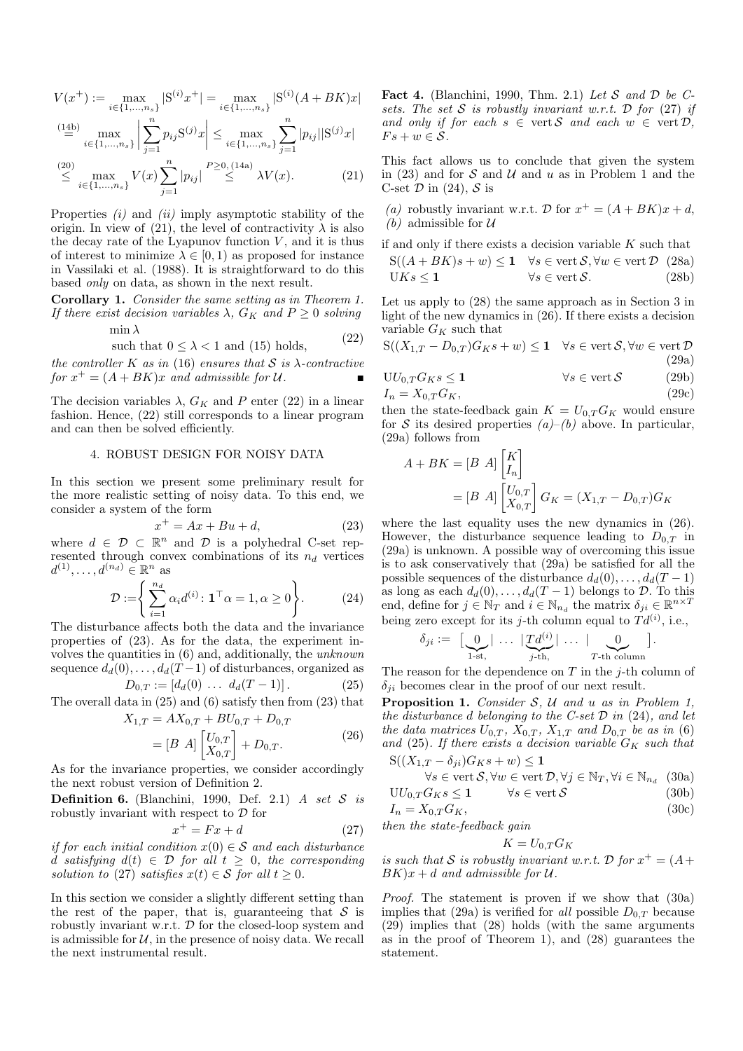$$
\begin{aligned}
V(x^+) &:= \max_{i\in\{1,\dots,n_s\}} |\mathrm{S}^{(i)}x^+| = \max_{i\in\{1,\dots,n_s\}} |\mathrm{S}^{(i)}(A+BK)x| \\
&\overset{(14b)}{=} \max_{i\in\{1,\dots,n_s\}} \left|\sum_{j=1}^{n} p_{ij}\mathrm{S}^{(j)}x\right| \le \max_{i\in\{1,\dots,n_s\}} \sum_{j=1}^{n} |p_{ij}||\mathrm{S}^{(j)}x| \\
&\overset{(20)}{\le} \max_{i\in\{1,\dots,n_s\}} V(x)\sum_{j=1}^{n}|p_{ij}| \overset{P\ge 0,\,(14a)}{\le} \lambda V(x). \qquad (21)
\end{aligned}
$$

Properties *(i)* and *(ii)* imply asymptotic stability of the origin. In view of (21), the level of contractivity $\lambda$ is also the decay rate of the Lyapunov function $V$, and it is thus of interest to minimize $\lambda \in [0,1)$ as proposed for instance in Vassilaki et al. (1988). It is straightforward to do this based *only* on data, as shown in the next result.

**Corollary 1.** *Consider the same setting as in Theorem 1. If there exist decision variables $\lambda$, $G_K$ and $P \ge 0$ solving*

$$
\begin{aligned}
&\min \lambda \\
&\text{such that } 0 \le \lambda < 1 \text{ and (15) holds,}
\end{aligned} \qquad (22)
$$

*the controller $K$ as in (16) ensures that $\mathcal{S}$ is $\lambda$-contractive for $x^+ = (A+BK)x$ and admissible for $\mathcal{U}$.* ∎

The decision variables $\lambda$, $G_K$ and $P$ enter (22) in a linear fashion. Hence, (22) still corresponds to a linear program and can then be solved efficiently.

## 4. ROBUST DESIGN FOR NOISY DATA

In this section we present some preliminary result for the more realistic setting of noisy data. To this end, we consider a system of the form

$$
x^+ = Ax + Bu + d, \qquad (23)
$$

where $d \in \mathcal{D} \subset \mathbb{R}^n$ and $\mathcal{D}$ is a polyhedral C-set represented through convex combinations of its $n_d$ vertices $d^{(1)}, \dots, d^{(n_d)} \in \mathbb{R}^n$ as

$$
\mathcal{D} := \left\{ \sum_{i=1}^{n_d} \alpha_i d^{(i)} \colon \mathbf{1}^\top \alpha = 1, \alpha \ge 0 \right\}. \qquad (24)
$$

The disturbance affects both the data and the invariance properties of (23). As for the data, the experiment involves the quantities in (6) and, additionally, the *unknown* sequence $d_d(0), \dots, d_d(T-1)$ of disturbances, organized as

$$
D_{0,T} := [d_d(0) \ \dots \ d_d(T-1)]. \qquad (25)
$$

The overall data in (25) and (6) satisfy then from (23) that

$$
\begin{aligned}
X_{1,T} &= AX_{0,T} + BU_{0,T} + D_{0,T} \\
&= [B \ \ A]\begin{bmatrix} U_{0,T} \\ X_{0,T} \end{bmatrix} + D_{0,T}.
\end{aligned} \qquad (26)
$$

As for the invariance properties, we consider accordingly the next robust version of Definition 2.

**Definition 6.** (Blanchini, 1990, Def. 2.1) *A set $\mathcal{S}$ is robustly invariant with respect to $\mathcal{D}$ for*

$$
x^+ = Fx + d \qquad (27)
$$

*if for each initial condition $x(0) \in \mathcal{S}$ and each disturbance $d$ satisfying $d(t) \in \mathcal{D}$ for all $t \ge 0$, the corresponding solution to (27) satisfies $x(t) \in \mathcal{S}$ for all $t \ge 0$.*

In this section we consider a slightly different setting than the rest of the paper, that is, guaranteeing that $\mathcal{S}$ is robustly invariant w.r.t. $\mathcal{D}$ for the closed-loop system and is admissible for $\mathcal{U}$, in the presence of noisy data. We recall the next instrumental result.

**Fact 4.** (Blanchini, 1990, Thm. 2.1) *Let $\mathcal{S}$ and $\mathcal{D}$ be C-sets. The set $\mathcal{S}$ is robustly invariant w.r.t. $\mathcal{D}$ for (27) if and only if for each $s \in \operatorname{vert}\mathcal{S}$ and each $w \in \operatorname{vert}\mathcal{D}$, $Fs + w \in \mathcal{S}$.*

This fact allows us to conclude that given the system in (23) and for $\mathcal{S}$ and $\mathcal{U}$ and $u$ as in Problem 1 and the C-set $\mathcal{D}$ in (24), $\mathcal{S}$ is

*(a)* robustly invariant w.r.t. $\mathcal{D}$ for $x^+ = (A+BK)x + d$,
*(b)* admissible for $\mathcal{U}$

if and only if there exists a decision variable $K$ such that

$$
\begin{aligned}
&\mathrm{S}((A+BK)s + w) \le \mathbf{1} \quad \forall s \in \operatorname{vert}\mathcal{S}, \forall w \in \operatorname{vert}\mathcal{D} \quad (28a) \\
&\mathrm{U}Ks \le \mathbf{1} \qquad\qquad\qquad \forall s \in \operatorname{vert}\mathcal{S}. \qquad (28b)
\end{aligned}
$$

Let us apply to (28) the same approach as in Section 3 in light of the new dynamics in (26). If there exists a decision variable $G_K$ such that

$$
\begin{aligned}
&\mathrm{S}((X_{1,T} - D_{0,T})G_K s + w) \le \mathbf{1} \quad \forall s \in \operatorname{vert}\mathcal{S}, \forall w \in \operatorname{vert}\mathcal{D} \quad (29a) \\
&\mathrm{U}U_{0,T}G_K s \le \mathbf{1} \qquad\qquad \forall s \in \operatorname{vert}\mathcal{S} \qquad (29b) \\
&I_n = X_{0,T}G_K, \qquad (29c)
\end{aligned}
$$

then the state-feedback gain $K = U_{0,T}G_K$ would ensure for $\mathcal{S}$ its desired properties *(a)*–*(b)* above. In particular, (29a) follows from

$$
\begin{aligned}
A + BK &= [B \ \ A]\begin{bmatrix} K \\ I_n \end{bmatrix} \\
&= [B \ \ A]\begin{bmatrix} U_{0,T} \\ X_{0,T} \end{bmatrix} G_K = (X_{1,T} - D_{0,T})G_K
\end{aligned}
$$

where the last equality uses the new dynamics in (26). However, the disturbance sequence leading to $D_{0,T}$ in (29a) is unknown. A possible way of overcoming this issue is to ask conservatively that (29a) be satisfied for all the possible sequences of the disturbance $d_d(0), \dots, d_d(T-1)$ as long as each $d_d(0), \dots, d_d(T-1)$ belongs to $\mathcal{D}$. To this end, define for $j \in \mathbb{N}_T$ and $i \in \mathbb{N}_{n_d}$ the matrix $\delta_{ji} \in \mathbb{R}^{n\times T}$ being zero except for its $j$-th column equal to $Td^{(i)}$, i.e.,

$$
\delta_{ji} := \big[ \underbrace{0}_{\text{1-st,}} | \ \dots \ | \underbrace{Td^{(i)}}_{j\text{-th,}} | \ \dots \ | \underbrace{0}_{T\text{-th column}} \big].
$$

The reason for the dependence on $T$ in the $j$-th column of $\delta_{ji}$ becomes clear in the proof of our next result.

**Proposition 1.** *Consider $\mathcal{S}$, $\mathcal{U}$ and $u$ as in Problem 1, the disturbance $d$ belonging to the C-set $\mathcal{D}$ in (24), and let the data matrices $U_{0,T}$, $X_{0,T}$, $X_{1,T}$ and $D_{0,T}$ be as in (6) and (25). If there exists a decision variable $G_K$ such that*

$$
\begin{aligned}
&\mathrm{S}((X_{1,T} - \delta_{ji})G_K s + w) \le \mathbf{1} \\
&\qquad \forall s \in \operatorname{vert}\mathcal{S}, \forall w \in \operatorname{vert}\mathcal{D}, \forall j \in \mathbb{N}_T, \forall i \in \mathbb{N}_{n_d} \quad (30a) \\
&\mathrm{U}U_{0,T}G_K s \le \mathbf{1} \qquad \forall s \in \operatorname{vert}\mathcal{S} \qquad (30b) \\
&I_n = X_{0,T}G_K, \qquad (30c)
\end{aligned}
$$

*then the state-feedback gain*

$$
K = U_{0,T}G_K
$$

*is such that $\mathcal{S}$ is robustly invariant w.r.t. $\mathcal{D}$ for $x^+ = (A+BK)x + d$ and admissible for $\mathcal{U}$.*

*Proof.* The statement is proven if we show that (30a) implies that (29a) is verified for *all* possible $D_{0,T}$ because (29) implies that (28) holds (with the same arguments as in the proof of Theorem 1), and (28) guarantees the statement.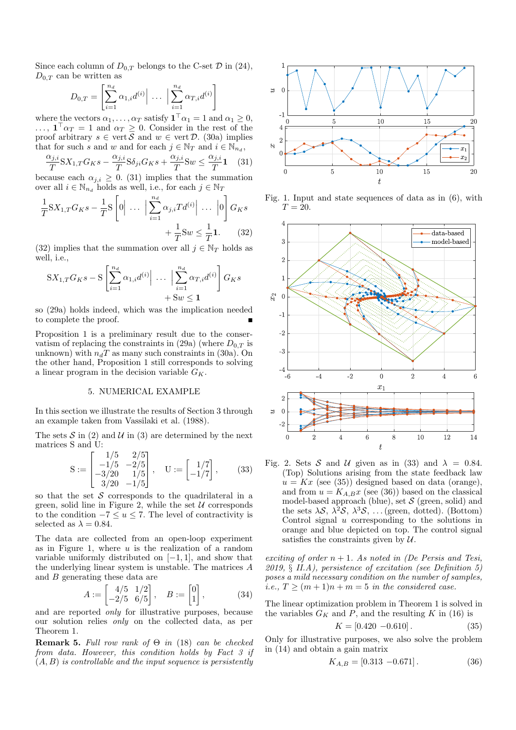Since each column of $D_{0,T}$ belongs to the C-set $\mathcal{D}$ in (24), $D_{0,T}$ can be written as

$$D_{0,T} = \left[ \sum_{i=1}^{n_d} \alpha_{1,i} d^{(i)} \Big| \ \ldots \ \Big| \sum_{i=1}^{n_d} \alpha_{T,i} d^{(i)} \right]$$

where the vectors $\alpha_1, \ldots, \alpha_T$ satisfy $\mathbf{1}^\top \alpha_1 = 1$ and $\alpha_1 \geq 0$, $\ldots$, $\mathbf{1}^\top \alpha_T = 1$ and $\alpha_T \geq 0$. Consider in the rest of the proof arbitrary $s \in \operatorname{vert} \mathcal{S}$ and $w \in \operatorname{vert} \mathcal{D}$. (30a) implies that for such $s$ and $w$ and for each $j \in \mathbb{N}_T$ and $i \in \mathbb{N}_{n_d}$,

$$\frac{\alpha_{j,i}}{T} \mathrm{S} X_{1,T} G_K s - \frac{\alpha_{j,i}}{T} \mathrm{S} \delta_{ji} G_K s + \frac{\alpha_{j,i}}{T} \mathrm{S} w \leq \frac{\alpha_{j,i}}{T} \mathbf{1} \quad (31)$$

because each $\alpha_{j,i} \geq 0$. (31) implies that the summation over all $i \in \mathbb{N}_{n_d}$ holds as well, i.e., for each $j \in \mathbb{N}_T$

$$\frac{1}{T} \mathrm{S} X_{1,T} G_K s - \frac{1}{T} \mathrm{S} \left[ 0 \Big| \ \ldots \ \Big| \sum_{i=1}^{n_d} \alpha_{j,i} T d^{(i)} \Big| \ \ldots \ \Big| 0 \right] G_K s$$
$$+ \frac{1}{T} \mathrm{S} w \leq \frac{1}{T} \mathbf{1}. \quad (32)$$

(32) implies that the summation over all $j \in \mathbb{N}_T$ holds as well, i.e.,

$$\mathrm{S} X_{1,T} G_K s - \mathrm{S} \left[ \sum_{i=1}^{n_d} \alpha_{1,i} d^{(i)} \Big| \ \ldots \ \Big| \sum_{i=1}^{n_d} \alpha_{T,i} d^{(i)} \right] G_K s$$
$$+ \mathrm{S} w \leq \mathbf{1}$$

so (29a) holds indeed, which was the implication needed to complete the proof. ∎

Proposition 1 is a preliminary result due to the conservatism of replacing the constraints in (29a) (where $D_{0,T}$ is unknown) with $n_d T$ as many such constraints in (30a). On the other hand, Proposition 1 still corresponds to solving a linear program in the decision variable $G_K$.

## 5. NUMERICAL EXAMPLE

In this section we illustrate the results of Section 3 through an example taken from Vassilaki et al. (1988).

The sets $\mathcal{S}$ in (2) and $\mathcal{U}$ in (3) are determined by the next matrices S and U:

$$\mathrm{S} := \begin{bmatrix} 1/5 & 2/5 \\ -1/5 & -2/5 \\ -3/20 & 1/5 \\ 3/20 & -1/5 \end{bmatrix}, \quad \mathrm{U} := \begin{bmatrix} 1/7 \\ -1/7 \end{bmatrix}, \quad (33)$$

so that the set $\mathcal{S}$ corresponds to the quadrilateral in a green, solid line in Figure 2, while the set $\mathcal{U}$ corresponds to the condition $-7 \leq u \leq 7$. The level of contractivity is selected as $\lambda = 0.84$.

The data are collected from an open-loop experiment as in Figure 1, where $u$ is the realization of a random variable uniformly distributed on $[-1, 1]$, and show that the underlying linear system is unstable. The matrices $A$ and $B$ generating these data are

$$A := \begin{bmatrix} 4/5 & 1/2 \\ -2/5 & 6/5 \end{bmatrix}, \quad B := \begin{bmatrix} 0 \\ 1 \end{bmatrix}, \quad (34)$$

and are reported *only* for illustrative purposes, because our solution relies *only* on the collected data, as per Theorem 1.

**Remark 5.** *Full row rank of $\Theta$ in (18) can be checked from data. However, this condition holds by Fact 3 if $(A, B)$ is controllable and the input sequence is persistently exciting of order $n+1$. As noted in (De Persis and Tesi, 2019, § II.A), persistence of excitation (see Definition 5) poses a mild necessary condition on the number of samples, i.e., $T \geq (m+1)n + m = 5$ in the considered case.*

Fig. 1. Input and state sequences of data as in (6), with $T = 20$.

Fig. 2. Sets $\mathcal{S}$ and $\mathcal{U}$ given as in (33) and $\lambda = 0.84$. (Top) Solutions arising from the state feedback law $u = Kx$ (see (35)) designed based on data (orange), and from $u = K_{A,B} x$ (see (36)) based on the classical model-based approach (blue), set $\mathcal{S}$ (green, solid) and the sets $\lambda\mathcal{S}$, $\lambda^2\mathcal{S}$, $\lambda^3\mathcal{S}$, $\ldots$ (green, dotted). (Bottom) Control signal $u$ corresponding to the solutions in orange and blue depicted on top. The control signal satisfies the constraints given by $\mathcal{U}$.

The linear optimization problem in Theorem 1 is solved in the variables $G_K$ and $P$, and the resulting $K$ in (16) is

$$K = [0.420 \ \ -0.610]. \quad (35)$$

Only for illustrative purposes, we also solve the problem in (14) and obtain a gain matrix

$$K_{A,B} = [0.313 \ \ -0.671]. \quad (36)$$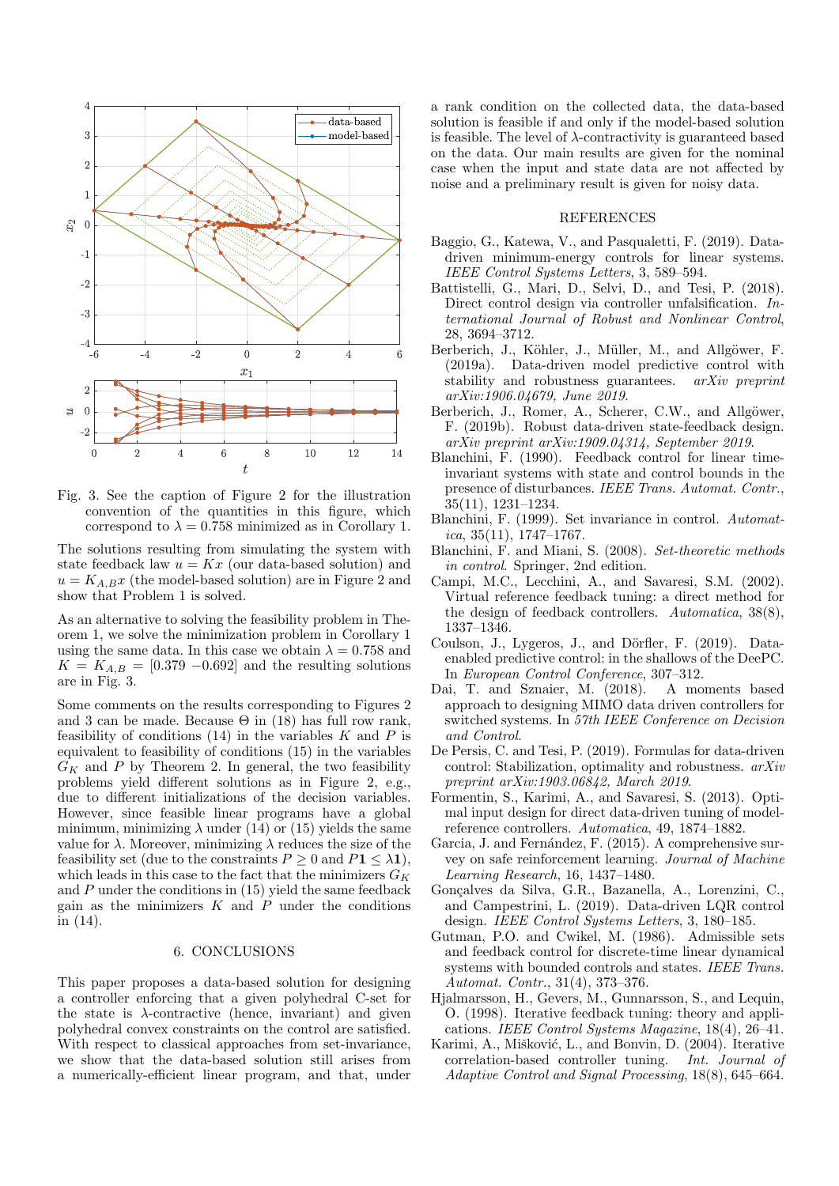Fig. 3. See the caption of Figure 2 for the illustration convention of the quantities in this figure, which correspond to $\lambda = 0.758$ minimized as in Corollary 1.

The solutions resulting from simulating the system with state feedback law $u = Kx$ (our data-based solution) and $u = K_{A,B}x$ (the model-based solution) are in Figure 2 and show that Problem 1 is solved.

As an alternative to solving the feasibility problem in Theorem 1, we solve the minimization problem in Corollary 1 using the same data. In this case we obtain $\lambda = 0.758$ and $K = K_{A,B} = [0.379\ -0.692]$ and the resulting solutions are in Fig. 3.

Some comments on the results corresponding to Figures 2 and 3 can be made. Because $\Theta$ in (18) has full row rank, feasibility of conditions (14) in the variables $K$ and $P$ is equivalent to feasibility of conditions (15) in the variables $G_K$ and $P$ by Theorem 2. In general, the two feasibility problems yield different solutions as in Figure 2, e.g., due to different initializations of the decision variables. However, since feasible linear programs have a global minimum, minimizing $\lambda$ under (14) or (15) yields the same value for $\lambda$. Moreover, minimizing $\lambda$ reduces the size of the feasibility set (due to the constraints $P \geq 0$ and $P\mathbf{1} \leq \lambda\mathbf{1}$), which leads in this case to the fact that the minimizers $G_K$ and $P$ under the conditions in (15) yield the same feedback gain as the minimizers $K$ and $P$ under the conditions in (14).

## 6. CONCLUSIONS

This paper proposes a data-based solution for designing a controller enforcing that a given polyhedral C-set for the state is $\lambda$-contractive (hence, invariant) and given polyhedral convex constraints on the control are satisfied. With respect to classical approaches from set-invariance, we show that the data-based solution still arises from a numerically-efficient linear program, and that, under a rank condition on the collected data, the data-based solution is feasible if and only if the model-based solution is feasible. The level of $\lambda$-contractivity is guaranteed based on the data. Our main results are given for the nominal case when the input and state data are not affected by noise and a preliminary result is given for noisy data.

## REFERENCES

Baggio, G., Katewa, V., and Pasqualetti, F. (2019). Data-driven minimum-energy controls for linear systems. *IEEE Control Systems Letters*, 3, 589–594.

Battistelli, G., Mari, D., Selvi, D., and Tesi, P. (2018). Direct control design via controller unfalsification. *International Journal of Robust and Nonlinear Control*, 28, 3694–3712.

Berberich, J., Köhler, J., Müller, M., and Allgöwer, F. (2019a). Data-driven model predictive control with stability and robustness guarantees. *arXiv preprint arXiv:1906.04679, June 2019*.

Berberich, J., Romer, A., Scherer, C.W., and Allgöwer, F. (2019b). Robust data-driven state-feedback design. *arXiv preprint arXiv:1909.04314, September 2019*.

Blanchini, F. (1990). Feedback control for linear time-invariant systems with state and control bounds in the presence of disturbances. *IEEE Trans. Automat. Contr.*, 35(11), 1231–1234.

Blanchini, F. (1999). Set invariance in control. *Automatica*, 35(11), 1747–1767.

Blanchini, F. and Miani, S. (2008). *Set-theoretic methods in control*. Springer, 2nd edition.

Campi, M.C., Lecchini, A., and Savaresi, S.M. (2002). Virtual reference feedback tuning: a direct method for the design of feedback controllers. *Automatica*, 38(8), 1337–1346.

Coulson, J., Lygeros, J., and Dörfler, F. (2019). Data-enabled predictive control: in the shallows of the DeePC. In *European Control Conference*, 307–312.

Dai, T. and Sznaier, M. (2018). A moments based approach to designing MIMO data driven controllers for switched systems. In *57th IEEE Conference on Decision and Control*.

De Persis, C. and Tesi, P. (2019). Formulas for data-driven control: Stabilization, optimality and robustness. *arXiv preprint arXiv:1903.06842, March 2019*.

Formentin, S., Karimi, A., and Savaresi, S. (2013). Optimal input design for direct data-driven tuning of model-reference controllers. *Automatica*, 49, 1874–1882.

Garcia, J. and Fernández, F. (2015). A comprehensive survey on safe reinforcement learning. *Journal of Machine Learning Research*, 16, 1437–1480.

Gonçalves da Silva, G.R., Bazanella, A., Lorenzini, C., and Campestrini, L. (2019). Data-driven LQR control design. *IEEE Control Systems Letters*, 3, 180–185.

Gutman, P.O. and Cwikel, M. (1986). Admissible sets and feedback control for discrete-time linear dynamical systems with bounded controls and states. *IEEE Trans. Automat. Contr.*, 31(4), 373–376.

Hjalmarsson, H., Gevers, M., Gunnarsson, S., and Lequin, O. (1998). Iterative feedback tuning: theory and applications. *IEEE Control Systems Magazine*, 18(4), 26–41.

Karimi, A., Mišković, L., and Bonvin, D. (2004). Iterative correlation-based controller tuning. *Int. Journal of Adaptive Control and Signal Processing*, 18(8), 645–664.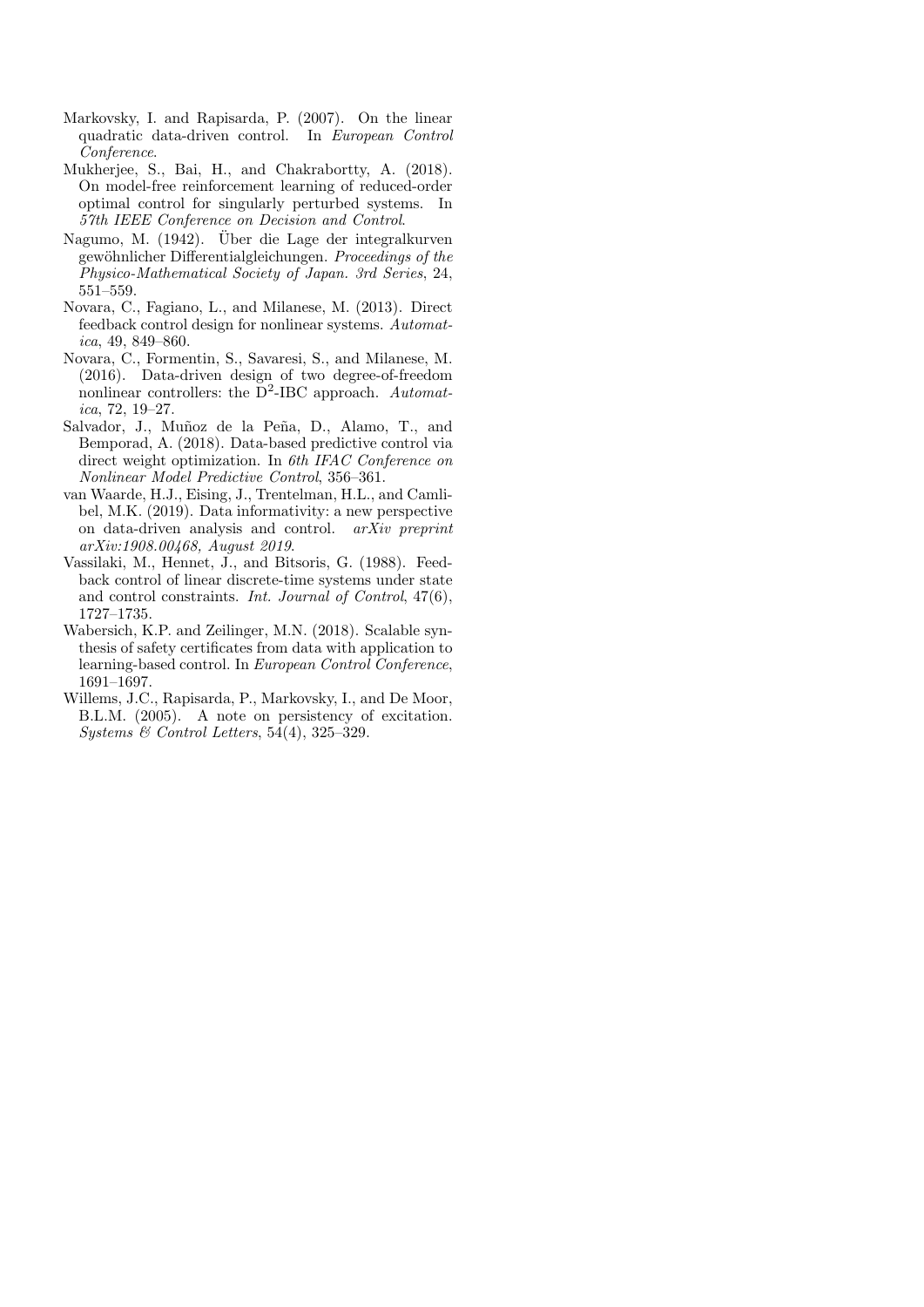Markovsky, I. and Rapisarda, P. (2007). On the linear quadratic data-driven control. In *European Control Conference*.

Mukherjee, S., Bai, H., and Chakrabortty, A. (2018). On model-free reinforcement learning of reduced-order optimal control for singularly perturbed systems. In *57th IEEE Conference on Decision and Control*.

Nagumo, M. (1942). Über die Lage der integralkurven gewöhnlicher Differentialgleichungen. *Proceedings of the Physico-Mathematical Society of Japan. 3rd Series*, 24, 551–559.

Novara, C., Fagiano, L., and Milanese, M. (2013). Direct feedback control design for nonlinear systems. *Automatica*, 49, 849–860.

Novara, C., Formentin, S., Savaresi, S., and Milanese, M. (2016). Data-driven design of two degree-of-freedom nonlinear controllers: the $D^2$-IBC approach. *Automatica*, 72, 19–27.

Salvador, J., Muñoz de la Peña, D., Alamo, T., and Bemporad, A. (2018). Data-based predictive control via direct weight optimization. In *6th IFAC Conference on Nonlinear Model Predictive Control*, 356–361.

van Waarde, H.J., Eising, J., Trentelman, H.L., and Camlibel, M.K. (2019). Data informativity: a new perspective on data-driven analysis and control. *arXiv preprint arXiv:1908.00468, August 2019*.

Vassilaki, M., Hennet, J., and Bitsoris, G. (1988). Feedback control of linear discrete-time systems under state and control constraints. *Int. Journal of Control*, 47(6), 1727–1735.

Wabersich, K.P. and Zeilinger, M.N. (2018). Scalable synthesis of safety certificates from data with application to learning-based control. In *European Control Conference*, 1691–1697.

Willems, J.C., Rapisarda, P., Markovsky, I., and De Moor, B.L.M. (2005). A note on persistency of excitation. *Systems & Control Letters*, 54(4), 325–329.